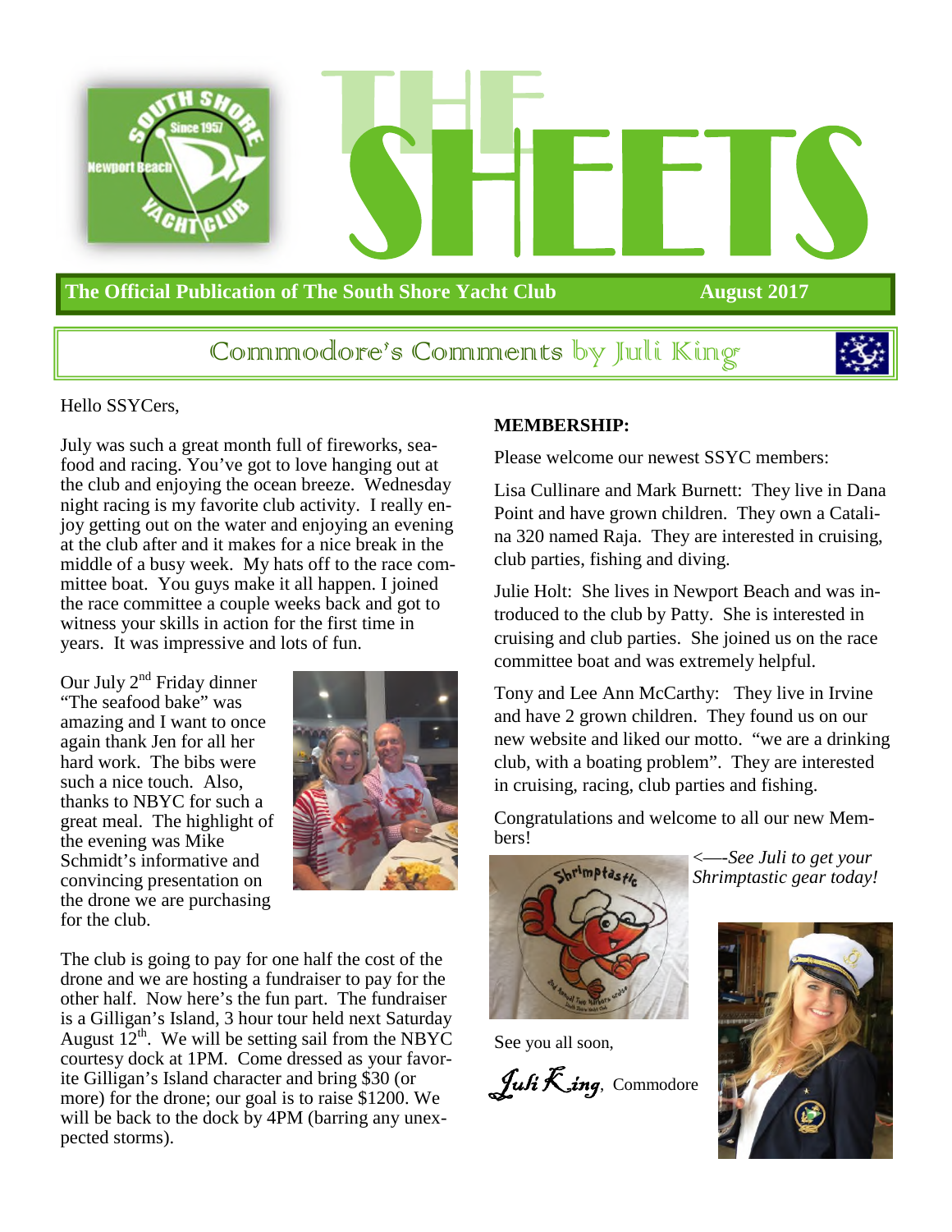# THE SHEETS

**The Official Publication of The South Shore Yacht Club** — **August 2017**

## Commodore's Comments by Juli King

Hello SSYCers,

July was such a great month full of fireworks, seafood and racing. You've got to love hanging out at the club and enjoying the ocean breeze. Wednesday night racing is my favorite club activity. I really enjoy getting out on the water and enjoying an evening at the club after and it makes for a nice break in the middle of a busy week. My hats off to the race committee boat. You guys make it all happen. I joined the race committee a couple weeks back and got to witness your skills in action for the first time in years. It was impressive and lots of fun.

Our July 2nd Friday dinner "The seafood bake" was amazing and I want to once again thank Jen for all her hard work. The bibs were such a nice touch. Also, thanks to NBYC for such a great meal. The highlight of the evening was Mike Schmidt's informative and convincing presentation on the drone we are purchasing for the club.

The club is going to pay for one half the cost of the drone and we are hosting a fundraiser to pay for the other half. Now here's the fun part. The fundraiser is a Gilligan's Island, 3 hour tour held next Saturday August 12th. We will be setting sail from the NBYC courtesy dock at 1PM. Come dressed as your favorite Gilligan's Island character and bring $30 (or more) for the drone; our goal is to raise $1200. We will be back to the dock by 4PM (barring any unexpected storms).

**MEMBERSHIP:**

Please welcome our newest SSYC members:

Lisa Cullinare and Mark Burnett: They live in Dana Point and have grown children. They own a Catalina 320 named Raja. They are interested in cruising, club parties, fishing and diving.

Julie Holt: She lives in Newport Beach and was introduced to the club by Patty. She is interested in cruising and club parties. She joined us on the race committee boat and was extremely helpful.

Tony and Lee Ann McCarthy: They live in Irvine and have 2 grown children. They found us on our new website and liked our motto. "we are a drinking club, with a boating problem". They are interested in cruising, racing, club parties and fishing.

Congratulations and welcome to all our new Members!

*<—–See Juli to get your Shrimptastic gear today!*

See you all soon,

*Juli King*, Commodore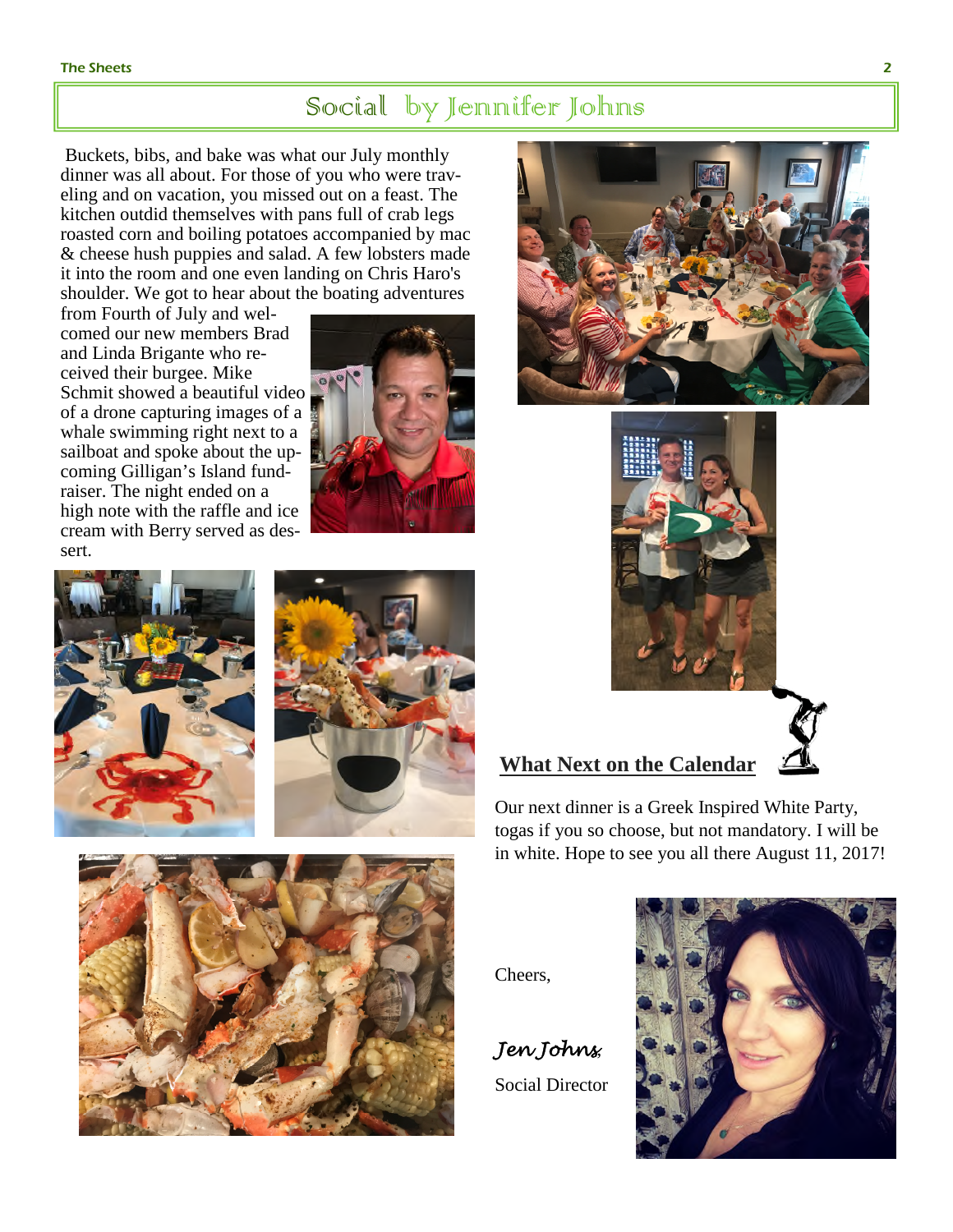## Social by Jennifer Johns

Buckets, bibs, and bake was what our July monthly dinner was all about. For those of you who were traveling and on vacation, you missed out on a feast. The kitchen outdid themselves with pans full of crab legs roasted corn and boiling potatoes accompanied by mac & cheese hush puppies and salad. A few lobsters made it into the room and one even landing on Chris Haro's shoulder. We got to hear about the boating adventures from Fourth of July and welcomed our new members Brad and Linda Brigante who received their burgee. Mike Schmit showed a beautiful video of a drone capturing images of a whale swimming right next to a sailboat and spoke about the upcoming Gilligan's Island fundraiser. The night ended on a high note with the raffle and ice cream with Berry served as dessert.

### What Next on the Calendar

Our next dinner is a Greek Inspired White Party, togas if you so choose, but not mandatory. I will be in white. Hope to see you all there August 11, 2017!

Cheers,

*Jen Johns*

Social Director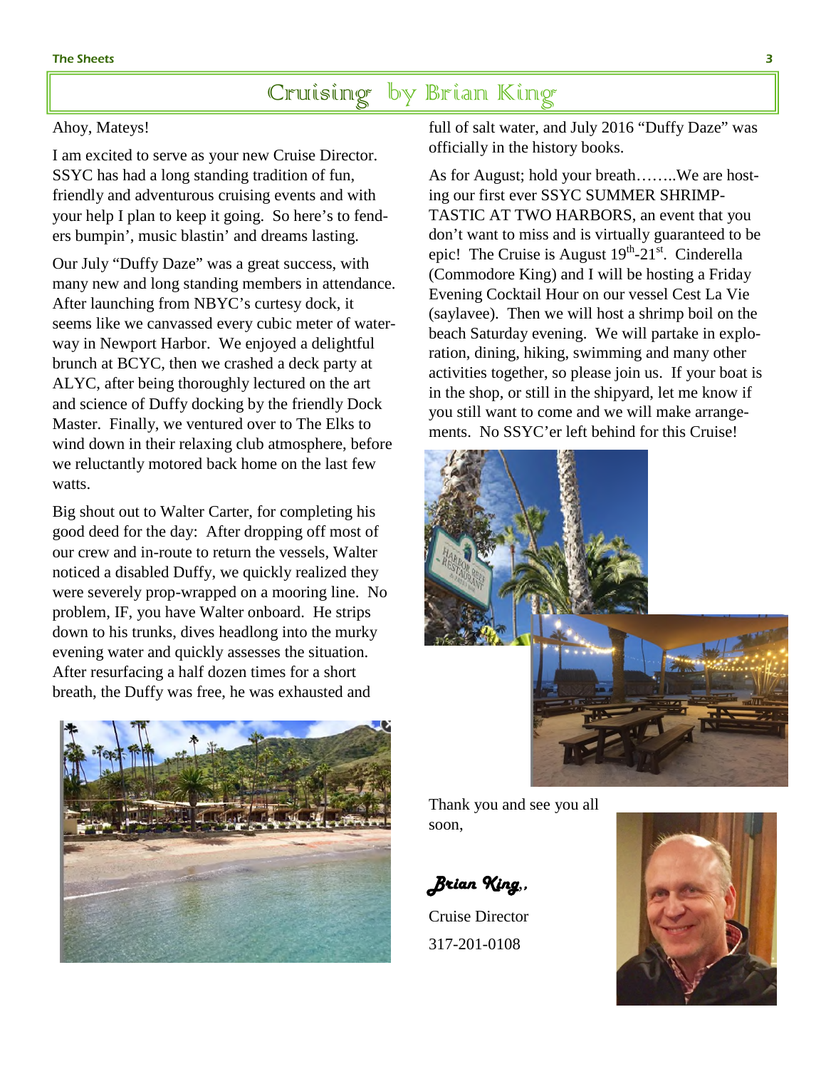# Cruising by Brian King

Ahoy, Mateys!

I am excited to serve as your new Cruise Director. SSYC has had a long standing tradition of fun, friendly and adventurous cruising events and with your help I plan to keep it going. So here's to fenders bumpin', music blastin' and dreams lasting.

Our July "Duffy Daze" was a great success, with many new and long standing members in attendance. After launching from NBYC's curtesy dock, it seems like we canvassed every cubic meter of waterway in Newport Harbor. We enjoyed a delightful brunch at BCYC, then we crashed a deck party at ALYC, after being thoroughly lectured on the art and science of Duffy docking by the friendly Dock Master. Finally, we ventured over to The Elks to wind down in their relaxing club atmosphere, before we reluctantly motored back home on the last few watts.

Big shout out to Walter Carter, for completing his good deed for the day: After dropping off most of our crew and in-route to return the vessels, Walter noticed a disabled Duffy, we quickly realized they were severely prop-wrapped on a mooring line. No problem, IF, you have Walter onboard. He strips down to his trunks, dives headlong into the murky evening water and quickly assesses the situation. After resurfacing a half dozen times for a short breath, the Duffy was free, he was exhausted and full of salt water, and July 2016 "Duffy Daze" was officially in the history books.

As for August; hold your breath……..We are hosting our first ever SSYC SUMMER SHRIMP-TASTIC AT TWO HARBORS, an event that you don't want to miss and is virtually guaranteed to be epic! The Cruise is August 19th-21st. Cinderella (Commodore King) and I will be hosting a Friday Evening Cocktail Hour on our vessel Cest La Vie (saylavee). Then we will host a shrimp boil on the beach Saturday evening. We will partake in exploration, dining, hiking, swimming and many other activities together, so please join us. If your boat is in the shop, or still in the shipyard, let me know if you still want to come and we will make arrangements. No SSYC'er left behind for this Cruise!

Thank you and see you all soon,

*Brian King*,

Cruise Director

317-201-0108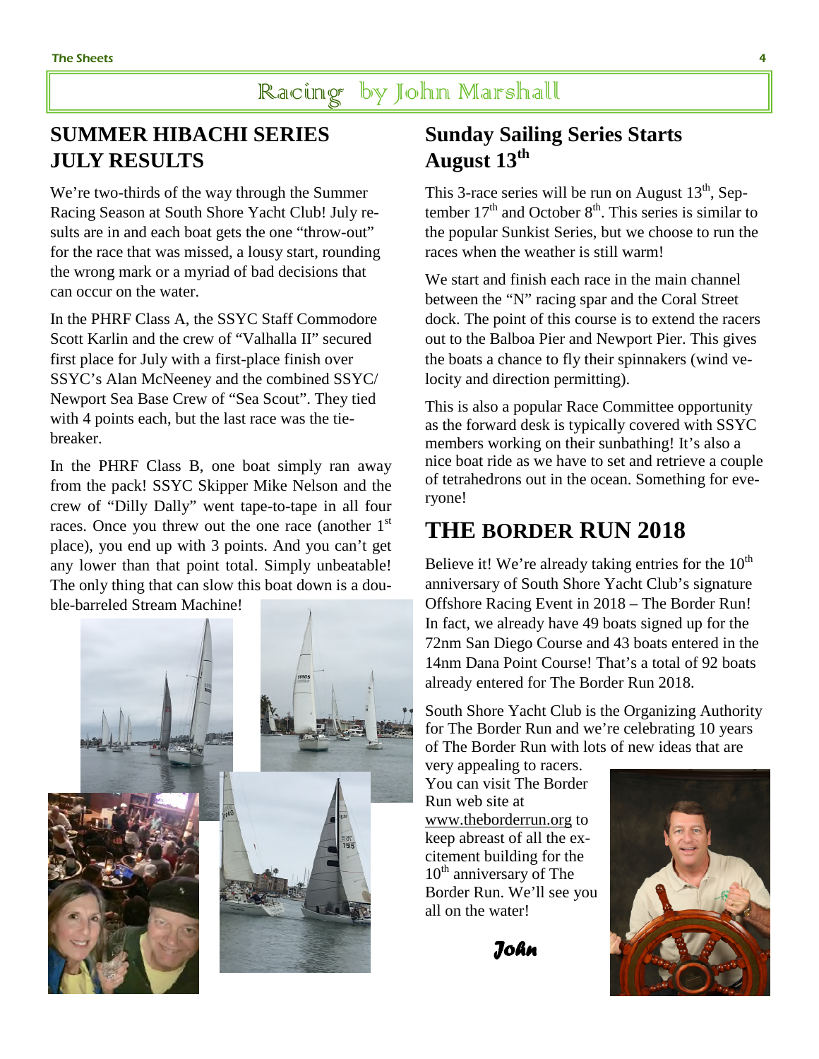# Racing by John Marshall

## SUMMER HIBACHI SERIES JULY RESULTS

We're two-thirds of the way through the Summer Racing Season at South Shore Yacht Club! July results are in and each boat gets the one "throw-out" for the race that was missed, a lousy start, rounding the wrong mark or a myriad of bad decisions that can occur on the water.

In the PHRF Class A, the SSYC Staff Commodore Scott Karlin and the crew of "Valhalla II" secured first place for July with a first-place finish over SSYC's Alan McNeeney and the combined SSYC/ Newport Sea Base Crew of "Sea Scout". They tied with 4 points each, but the last race was the tie-breaker.

In the PHRF Class B, one boat simply ran away from the pack! SSYC Skipper Mike Nelson and the crew of "Dilly Dally" went tape-to-tape in all four races. Once you threw out the one race (another 1st place), you end up with 3 points. And you can't get any lower than that point total. Simply unbeatable! The only thing that can slow this boat down is a double-barreled Stream Machine!

## Sunday Sailing Series Starts August 13th

This 3-race series will be run on August 13th, September 17th and October 8th. This series is similar to the popular Sunkist Series, but we choose to run the races when the weather is still warm!

We start and finish each race in the main channel between the "N" racing spar and the Coral Street dock. The point of this course is to extend the racers out to the Balboa Pier and Newport Pier. This gives the boats a chance to fly their spinnakers (wind velocity and direction permitting).

This is also a popular Race Committee opportunity as the forward desk is typically covered with SSYC members working on their sunbathing! It's also a nice boat ride as we have to set and retrieve a couple of tetrahedrons out in the ocean. Something for everyone!

## THE BORDER RUN 2018

Believe it! We're already taking entries for the 10th anniversary of South Shore Yacht Club's signature Offshore Racing Event in 2018 – The Border Run! In fact, we already have 49 boats signed up for the 72nm San Diego Course and 43 boats entered in the 14nm Dana Point Course! That's a total of 92 boats already entered for The Border Run 2018.

South Shore Yacht Club is the Organizing Authority for The Border Run and we're celebrating 10 years of The Border Run with lots of new ideas that are very appealing to racers. You can visit The Border Run web site at www.theborderrun.org to keep abreast of all the excitement building for the 10th anniversary of The Border Run. We'll see you all on the water!

***John***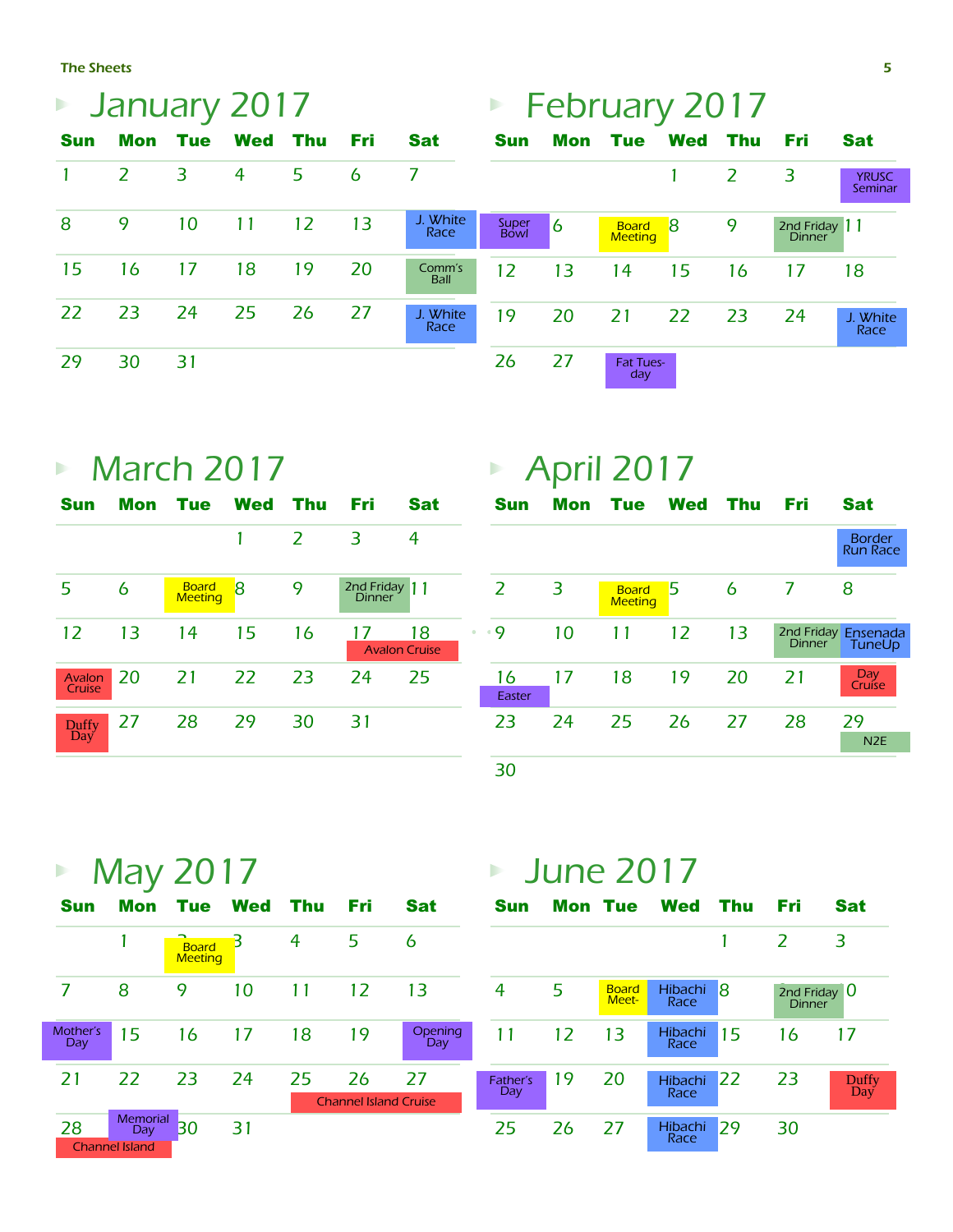## January 2017

| Sun | Mon | Tue | Wed | Thu | Fri | Sat |
|---|---|---|---|---|---|---|
| 1 | 2 | 3 | 4 | 5 | 6 | 7 |
| 8 | 9 | 10 | 11 | 12 | 13 | J. White Race |
| 15 | 16 | 17 | 18 | 19 | 20 | Comm's Ball |
| 22 | 23 | 24 | 25 | 26 | 27 | J. White Race |
| 29 | 30 | 31 | | | | |

## February 2017

| Sun | Mon | Tue | Wed | Thu | Fri | Sat |
|---|---|---|---|---|---|---|
| | | | 1 | 2 | 3 | YRUSC Seminar |
| Super Bowl | 6 | Board Meeting | 8 | 9 | 2nd Friday Dinner | 11 |
| 12 | 13 | 14 | 15 | 16 | 17 | 18 |
| 19 | 20 | 21 | 22 | 23 | 24 | J. White Race |
| 26 | 27 | Fat Tuesday | | | | |

## March 2017

| Sun | Mon | Tue | Wed | Thu | Fri | Sat |
|---|---|---|---|---|---|---|
| | | | 1 | 2 | 3 | 4 |
| 5 | 6 | Board Meeting | 8 | 9 | 2nd Friday Dinner | 11 |
| 12 | 13 | 14 | 15 | 16 | 17 Avalon Cruise | 18 Avalon Cruise |
| Avalon Cruise | 20 | 21 | 22 | 23 | 24 | 25 |
| Duffy Day | 27 | 28 | 29 | 30 | 31 | |

## April 2017

| Sun | Mon | Tue | Wed | Thu | Fri | Sat |
|---|---|---|---|---|---|---|
| | | | | | | Border Run Race |
| 2 | 3 | Board Meeting | 5 | 6 | 7 | 8 |
| 9 | 10 | 11 | 12 | 13 | 2nd Friday Dinner | Ensenada TuneUp |
| 16 Easter | 17 | 18 | 19 | 20 | 21 | Day Cruise |
| 23 | 24 | 25 | 26 | 27 | 28 | 29 N2E |
| 30 | | | | | | |

## May 2017

| Sun | Mon | Tue | Wed | Thu | Fri | Sat |
|---|---|---|---|---|---|---|
| | 1 | Board Meeting | 3 | 4 | 5 | 6 |
| 7 | 8 | 9 | 10 | 11 | 12 | 13 |
| Mother's Day | 15 | 16 | 17 | 18 | 19 | Opening Day |
| 21 | 22 | 23 | 24 | 25 | 26 Channel Island Cruise | 27 Channel Island Cruise |
| 28 Channel Island | Memorial Day | 30 | 31 | | | |

## June 2017

| Sun | Mon | Tue | Wed | Thu | Fri | Sat |
|---|---|---|---|---|---|---|
| | | | | 1 | 2 | 3 |
| 4 | 5 | Board Meet- | Hibachi Race | 8 | 2nd Friday Dinner | 10 |
| 11 | 12 | 13 | Hibachi Race | 15 | 16 | 17 |
| Father's Day | 19 | 20 | Hibachi Race | 22 | 23 | Duffy Day |
| 25 | 26 | 27 | Hibachi Race | 29 | 30 | |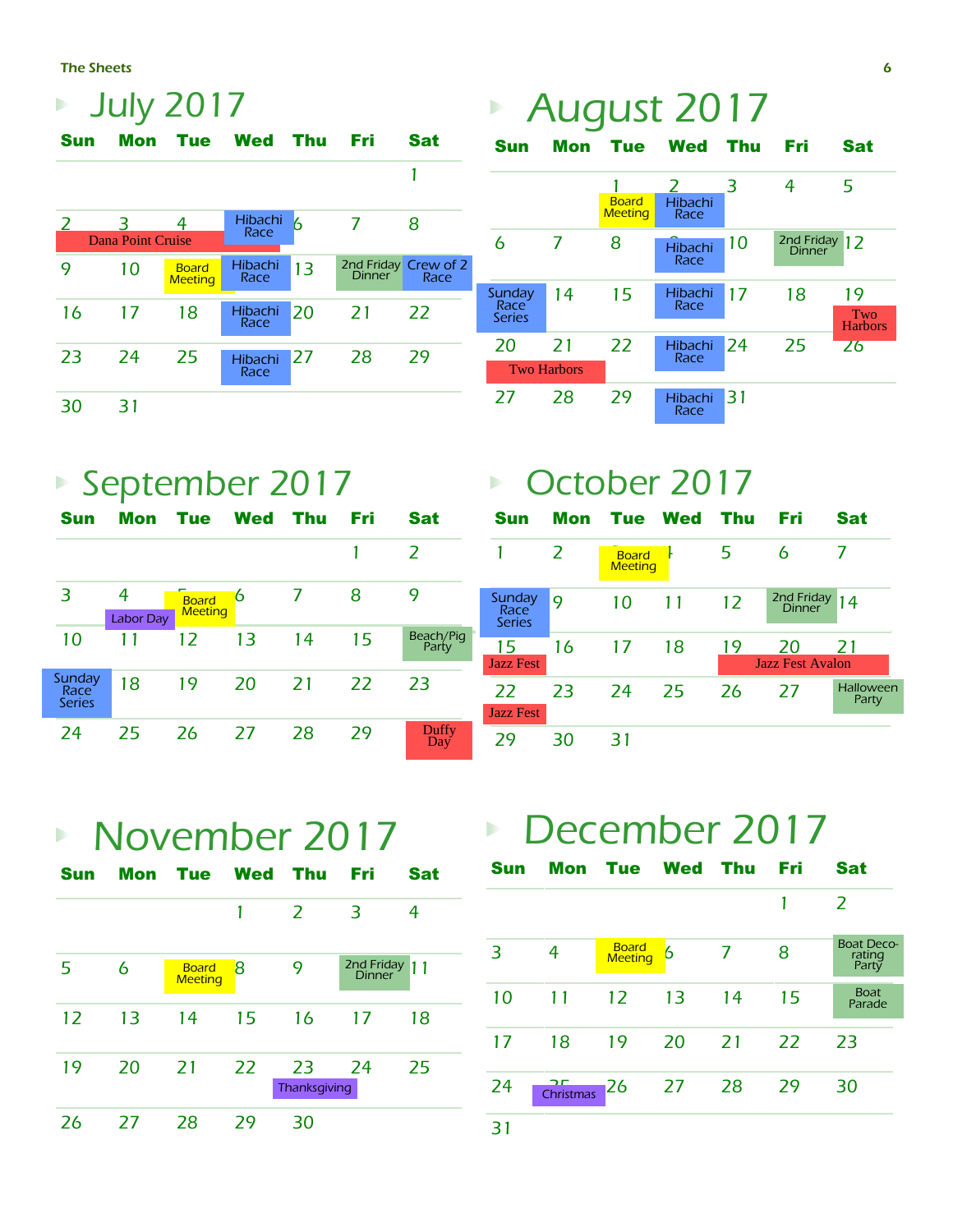# July 2017

| Sun | Mon | Tue | Wed | Thu | Fri | Sat |
|---|---|---|---|---|---|---|
| | | | | | | 1 |
| 2 Dana Point Cruise | 3 Dana Point Cruise | 4 Dana Point Cruise | 5 Hibachi Race | 6 | 7 | 8 |
| 9 | 10 | 11 Board Meeting | 12 Hibachi Race | 13 | 14 2nd Friday Dinner | 15 Crew of 2 Race |
| 16 | 17 | 18 | 19 Hibachi Race | 20 | 21 | 22 |
| 23 | 24 | 25 | 26 Hibachi Race | 27 | 28 | 29 |
| 30 | 31 | | | | | |

# August 2017

| Sun | Mon | Tue | Wed | Thu | Fri | Sat |
|---|---|---|---|---|---|---|
| | | 1 Board Meeting | 2 Hibachi Race | 3 | 4 | 5 |
| 6 | 7 | 8 | 9 Hibachi Race | 10 | 11 2nd Friday Dinner | 12 |
| 13 Sunday Race Series | 14 | 15 | 16 Hibachi Race | 17 | 18 | 19 Two Harbors |
| 20 Two Harbors | 21 Two Harbors | 22 | 23 Hibachi Race | 24 | 25 | 26 |
| 27 | 28 | 29 | 30 Hibachi Race | 31 | | |

# September 2017

| Sun | Mon | Tue | Wed | Thu | Fri | Sat |
|---|---|---|---|---|---|---|
| | | | | | 1 | 2 |
| 3 | 4 Labor Day | 5 Board Meeting | 6 | 7 | 8 | 9 |
| 10 | 11 | 12 | 13 | 14 | 15 | 16 Beach/Pig Party |
| 17 Sunday Race Series | 18 | 19 | 20 | 21 | 22 | 23 |
| 24 | 25 | 26 | 27 | 28 | 29 | 30 Duffy Day |

# October 2017

| Sun | Mon | Tue | Wed | Thu | Fri | Sat |
|---|---|---|---|---|---|---|
| 1 | 2 | 3 Board Meeting | 4 | 5 | 6 | 7 |
| 8 Sunday Race Series | 9 | 10 | 11 | 12 | 13 2nd Friday Dinner | 14 |
| 15 Jazz Fest | 16 | 17 | 18 | 19 Jazz Fest Avalon | 20 Jazz Fest Avalon | 21 Jazz Fest Avalon |
| 22 Jazz Fest | 23 | 24 | 25 | 26 | 27 | 28 Halloween Party |
| 29 | 30 | 31 | | | | |

# November 2017

| Sun | Mon | Tue | Wed | Thu | Fri | Sat |
|---|---|---|---|---|---|---|
| | | | 1 | 2 | 3 | 4 |
| 5 | 6 | 7 Board Meeting | 8 | 9 | 10 2nd Friday Dinner | 11 |
| 12 | 13 | 14 | 15 | 16 | 17 | 18 |
| 19 | 20 | 21 | 22 | 23 Thanksgiving | 24 | 25 |
| 26 | 27 | 28 | 29 | 30 | | |

# December 2017

| Sun | Mon | Tue | Wed | Thu | Fri | Sat |
|---|---|---|---|---|---|---|
| | | | | | 1 | 2 |
| 3 | 4 | 5 Board Meeting | 6 | 7 | 8 | 9 Boat Decorating Party |
| 10 | 11 | 12 | 13 | 14 | 15 | 16 Boat Parade |
| 17 | 18 | 19 | 20 | 21 | 22 | 23 |
| 24 | 25 Christmas | 26 | 27 | 28 | 29 | 30 |
| 31 | | | | | | |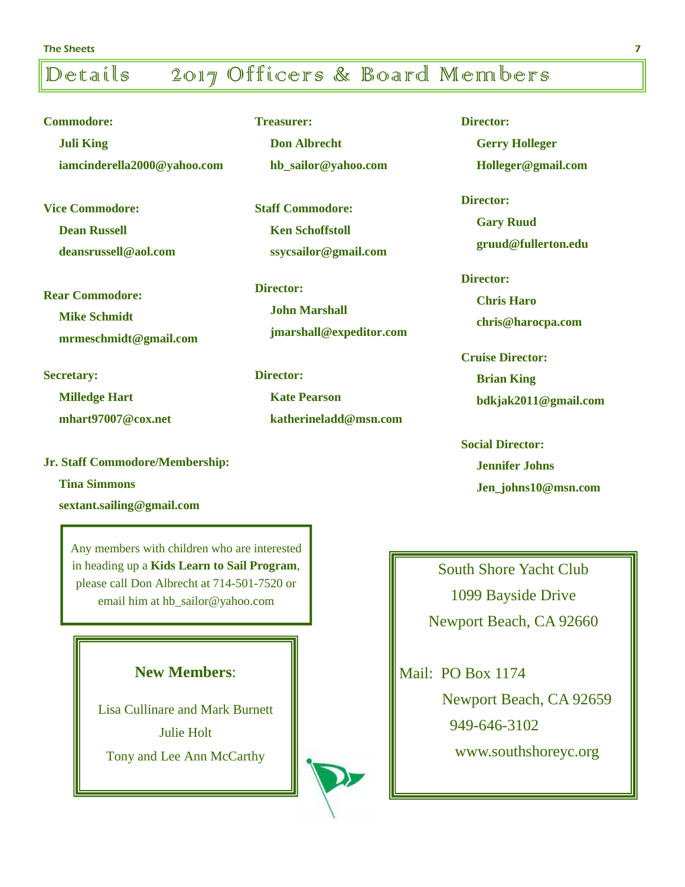# Details 2017 Officers & Board Members

**Commodore:**
**Juli King**
**iamcinderella2000@yahoo.com**

**Vice Commodore:**
**Dean Russell**
**deansrussell@aol.com**

**Rear Commodore:**
**Mike Schmidt**
**mrmeschmidt@gmail.com**

**Secretary:**
**Milledge Hart**
**mhart97007@cox.net**

**Jr. Staff Commodore/Membership:**
**Tina Simmons**
**sextant.sailing@gmail.com**

**Treasurer:**
**Don Albrecht**
**hb_sailor@yahoo.com**

**Staff Commodore:**
**Ken Schoffstoll**
**ssycsailor@gmail.com**

**Director:**
**John Marshall**
**jmarshall@expeditor.com**

**Director:**
**Kate Pearson**
**katherineladd@msn.com**

**Director:**
**Gerry Holleger**
**Holleger@gmail.com**

**Director:**
**Gary Ruud**
**gruud@fullerton.edu**

**Director:**
**Chris Haro**
**chris@harocpa.com**

**Cruise Director:**
**Brian King**
**bdkjak2011@gmail.com**

**Social Director:**
**Jennifer Johns**
**Jen_johns10@msn.com**

Any members with children who are interested in heading up a **Kids Learn to Sail Program**, please call Don Albrecht at 714-501-7520 or email him at hb_sailor@yahoo.com

**New Members**:

Lisa Cullinare and Mark Burnett
Julie Holt
Tony and Lee Ann McCarthy

South Shore Yacht Club
1099 Bayside Drive
Newport Beach, CA 92660

Mail: PO Box 1174
Newport Beach, CA 92659
949-646-3102
www.southshoreyc.org